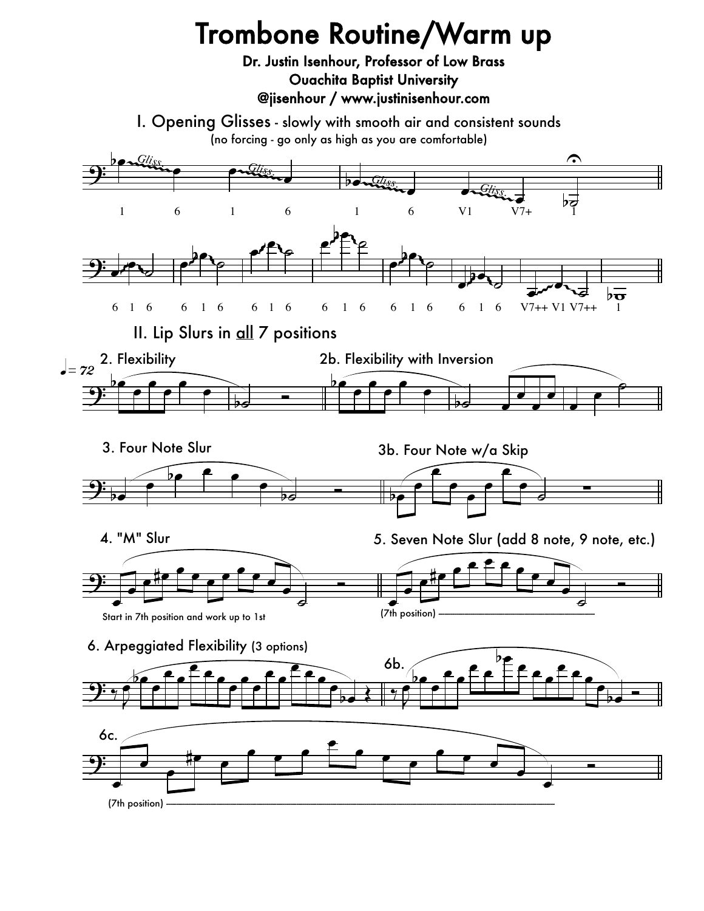# Trombone Routine/Warm up

**Dr. Justin Isenhour, Professor of Low Brass**
**Ouachita Baptist University**
**@jisenhour / www.justinisenhour.com**

## I. Opening Glisses - slowly with smooth air and consistent sounds

(no forcing - go only as high as you are comfortable)

1 6 1 6 1 6 V1 V7+ 1

6 1 6 6 1 6 6 1 6 6 1 6 6 1 6 6 1 6 V7++ V1 V7++ 1

## II. Lip Slurs in all 7 positions

♩= 72

### 2. Flexibility

### 2b. Flexibility with Inversion

### 3. Four Note Slur

### 3b. Four Note w/a Skip

### 4. "M" Slur

Start in 7th position and work up to 1st

### 5. Seven Note Slur (add 8 note, 9 note, etc.)

(7th position)

### 6. Arpeggiated Flexibility (3 options)

6b.

6c.

(7th position)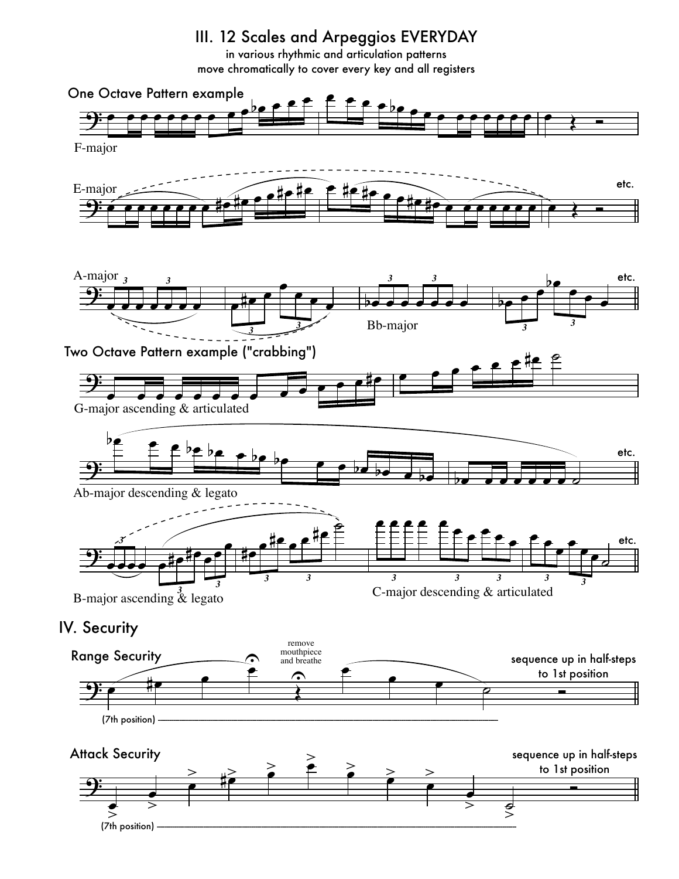## III. 12 Scales and Arpeggios EVERYDAY

in various rhythmic and articulation patterns
move chromatically to cover every key and all registers

### One Octave Pattern example

F-major

E-major

etc.

A-major

Bb-major

etc.

### Two Octave Pattern example ("crabbing")

G-major ascending & articulated

Ab-major descending & legato

etc.

B-major ascending & legato

C-major descending & articulated

etc.

## IV. Security

### Range Security

remove mouthpiece and breathe

sequence up in half-steps to 1st position

(7th position)

### Attack Security

sequence up in half-steps to 1st position

(7th position)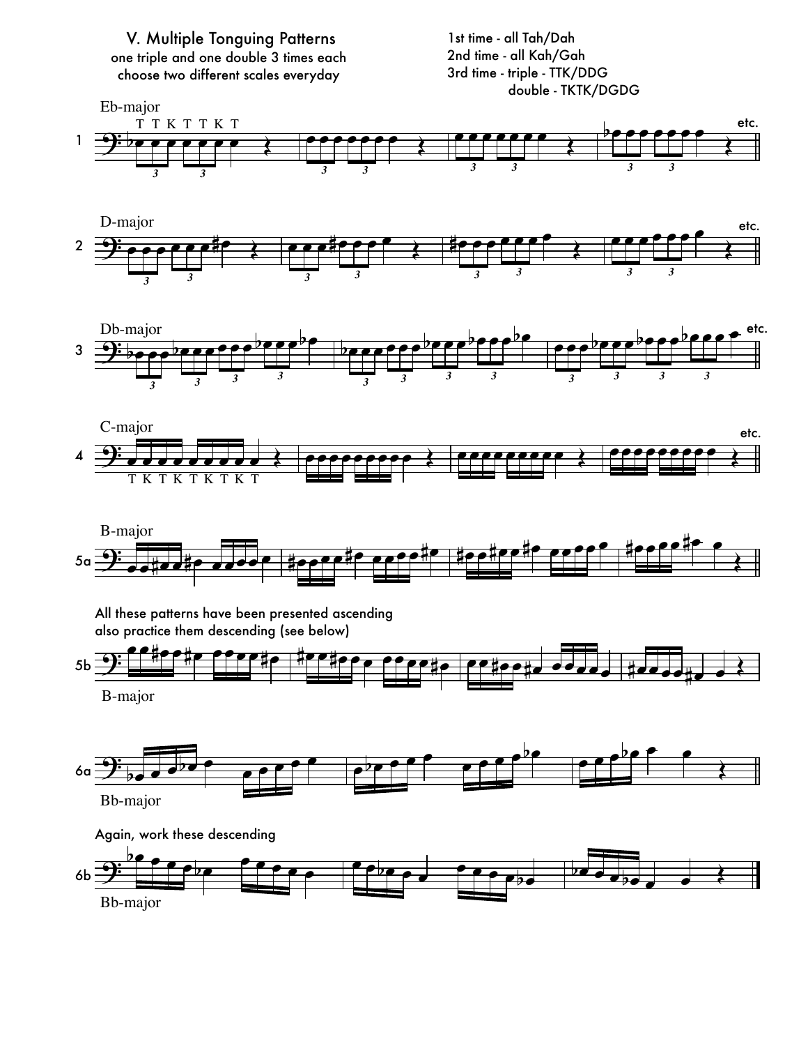## V. Multiple Tonguing Patterns

one triple and one double 3 times each
choose two different scales everyday

1st time - all Tah/Dah
2nd time - all Kah/Gah
3rd time - triple - TTK/DDG
double - TKTK/DGDG

Eb-major

T T K T T K T

1

etc.

D-major

2

etc.

Db-major

3

etc.

C-major

4

T K T K T K T K T

etc.

B-major

5a

All these patterns have been presented ascending
also practice them descending (see below)

5b

B-major

6a

Bb-major

Again, work these descending

6b

Bb-major